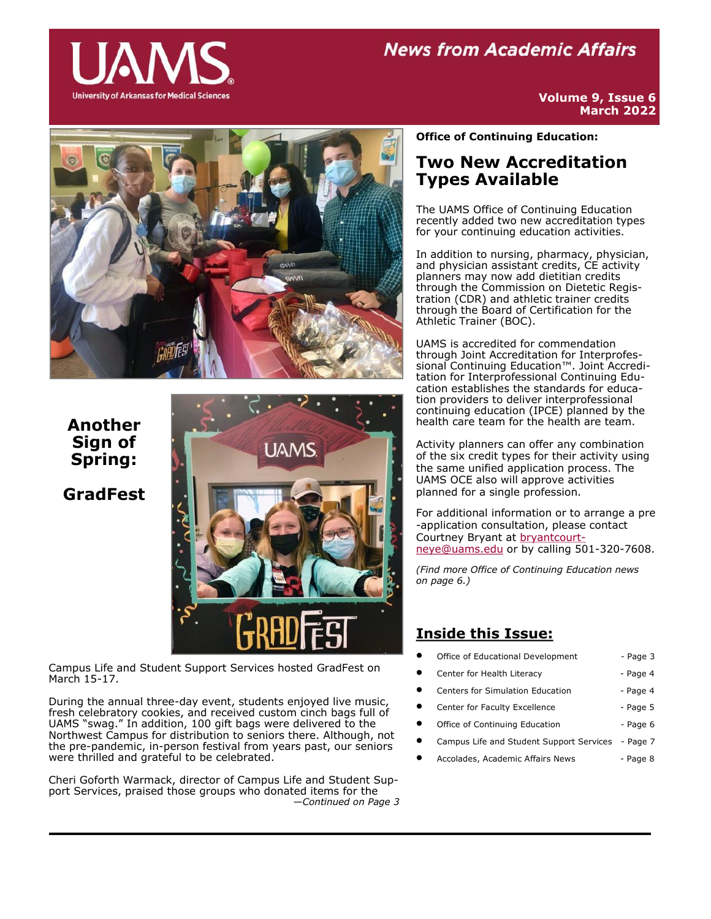# News from Academic Affairs

**Volume 9, Issue 6**
**March 2022**

**Office of Continuing Education:**

## Two New Accreditation Types Available

The UAMS Office of Continuing Education recently added two new accreditation types for your continuing education activities.

In addition to nursing, pharmacy, physician, and physician assistant credits, CE activity planners may now add dietitian credits through the Commission on Dietetic Registration (CDR) and athletic trainer credits through the Board of Certification for the Athletic Trainer (BOC).

UAMS is accredited for commendation through Joint Accreditation for Interprofessional Continuing Education™. Joint Accreditation for Interprofessional Continuing Education establishes the standards for education providers to deliver interprofessional continuing education (IPCE) planned by the health care team for the health are team.

Activity planners can offer any combination of the six credit types for their activity using the same unified application process. The UAMS OCE also will approve activities planned for a single profession.

For additional information or to arrange a pre-application consultation, please contact Courtney Bryant at bryantcourtneye@uams.edu or by calling 501-320-7608.

*(Find more Office of Continuing Education news on page 6.)*

## Another Sign of Spring: GradFest

Campus Life and Student Support Services hosted GradFest on March 15-17.

During the annual three-day event, students enjoyed live music, fresh celebratory cookies, and received custom cinch bags full of UAMS "swag." In addition, 100 gift bags were delivered to the Northwest Campus for distribution to seniors there. Although, not the pre-pandemic, in-person festival from years past, our seniors were thrilled and grateful to be celebrated.

Cheri Goforth Warmack, director of Campus Life and Student Support Services, praised those groups who donated items for the

*—Continued on Page 3*

## Inside this Issue:

- Office of Educational Development - Page 3
- Center for Health Literacy - Page 4
- Centers for Simulation Education - Page 4
- Center for Faculty Excellence - Page 5
- Office of Continuing Education - Page 6
- Campus Life and Student Support Services - Page 7
- Accolades, Academic Affairs News - Page 8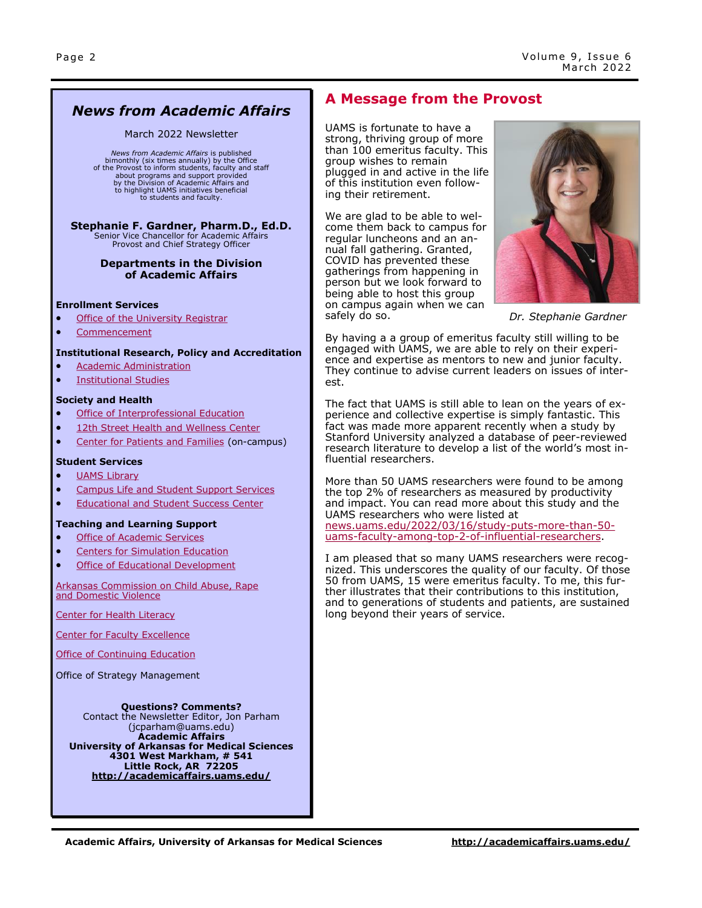## News from Academic Affairs

March 2022 Newsletter

*News from Academic Affairs* is published bimonthly (six times annually) by the Office of the Provost to inform students, faculty and staff about programs and support provided by the Division of Academic Affairs and to highlight UAMS initiatives beneficial to students and faculty.

**Stephanie F. Gardner, Pharm.D., Ed.D.**
Senior Vice Chancellor for Academic Affairs
Provost and Chief Strategy Officer

**Departments in the Division of Academic Affairs**

**Enrollment Services**

- Office of the University Registrar
- Commencement

**Institutional Research, Policy and Accreditation**

- Academic Administration
- Institutional Studies

**Society and Health**

- Office of Interprofessional Education
- 12th Street Health and Wellness Center
- Center for Patients and Families (on-campus)

**Student Services**

- UAMS Library
- Campus Life and Student Support Services
- Educational and Student Success Center

**Teaching and Learning Support**

- Office of Academic Services
- Centers for Simulation Education
- Office of Educational Development

Arkansas Commission on Child Abuse, Rape and Domestic Violence

Center for Health Literacy

Center for Faculty Excellence

Office of Continuing Education

Office of Strategy Management

**Questions? Comments?**
Contact the Newsletter Editor, Jon Parham (jcparham@uams.edu)
**Academic Affairs**
**University of Arkansas for Medical Sciences**
**4301 West Markham, # 541**
**Little Rock, AR 72205**
**http://academicaffairs.uams.edu/**

## A Message from the Provost

UAMS is fortunate to have a strong, thriving group of more than 100 emeritus faculty. This group wishes to remain plugged in and active in the life of this institution even following their retirement.

We are glad to be able to welcome them back to campus for regular luncheons and an annual fall gathering. Granted, COVID has prevented these gatherings from happening in person but we look forward to being able to host this group on campus again when we can safely do so.

*Dr. Stephanie Gardner*

By having a a group of emeritus faculty still willing to be engaged with UAMS, we are able to rely on their experience and expertise as mentors to new and junior faculty. They continue to advise current leaders on issues of interest.

The fact that UAMS is still able to lean on the years of experience and collective expertise is simply fantastic. This fact was made more apparent recently when a study by Stanford University analyzed a database of peer-reviewed research literature to develop a list of the world's most influential researchers.

More than 50 UAMS researchers were found to be among the top 2% of researchers as measured by productivity and impact. You can read more about this study and the UAMS researchers who were listed at news.uams.edu/2022/03/16/study-puts-more-than-50-uams-faculty-among-top-2-of-influential-researchers.

I am pleased that so many UAMS researchers were recognized. This underscores the quality of our faculty. Of those 50 from UAMS, 15 were emeritus faculty. To me, this further illustrates that their contributions to this institution, and to generations of students and patients, are sustained long beyond their years of service.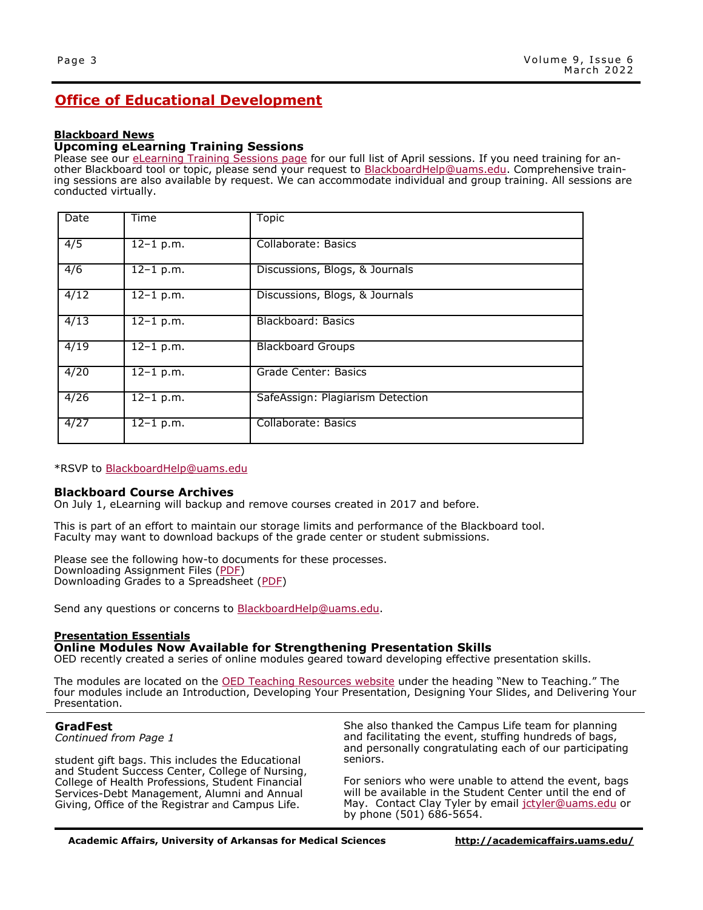# Office of Educational Development

### Blackboard News

### Upcoming eLearning Training Sessions

Please see our eLearning Training Sessions page for our full list of April sessions. If you need training for another Blackboard tool or topic, please send your request to BlackboardHelp@uams.edu. Comprehensive training sessions are also available by request. We can accommodate individual and group training. All sessions are conducted virtually.

| Date | Time | Topic |
|---|---|---|
| 4/5 | 12–1 p.m. | Collaborate: Basics |
| 4/6 | 12–1 p.m. | Discussions, Blogs, & Journals |
| 4/12 | 12–1 p.m. | Discussions, Blogs, & Journals |
| 4/13 | 12–1 p.m. | Blackboard: Basics |
| 4/19 | 12–1 p.m. | Blackboard Groups |
| 4/20 | 12–1 p.m. | Grade Center: Basics |
| 4/26 | 12–1 p.m. | SafeAssign: Plagiarism Detection |
| 4/27 | 12–1 p.m. | Collaborate: Basics |

*RSVP to BlackboardHelp@uams.edu

### Blackboard Course Archives

On July 1, eLearning will backup and remove courses created in 2017 and before.

This is part of an effort to maintain our storage limits and performance of the Blackboard tool. Faculty may want to download backups of the grade center or student submissions.

Please see the following how-to documents for these processes.
Downloading Assignment Files (PDF)
Downloading Grades to a Spreadsheet (PDF)

Send any questions or concerns to BlackboardHelp@uams.edu.

### Presentation Essentials

### Online Modules Now Available for Strengthening Presentation Skills

OED recently created a series of online modules geared toward developing effective presentation skills.

The modules are located on the OED Teaching Resources website under the heading "New to Teaching." The four modules include an Introduction, Developing Your Presentation, Designing Your Slides, and Delivering Your Presentation.

## GradFest

*Continued from Page 1*

student gift bags. This includes the Educational and Student Success Center, College of Nursing, College of Health Professions, Student Financial Services-Debt Management, Alumni and Annual Giving, Office of the Registrar and Campus Life.

She also thanked the Campus Life team for planning and facilitating the event, stuffing hundreds of bags, and personally congratulating each of our participating seniors.

For seniors who were unable to attend the event, bags will be available in the Student Center until the end of May. Contact Clay Tyler by email jctyler@uams.edu or by phone (501) 686-5654.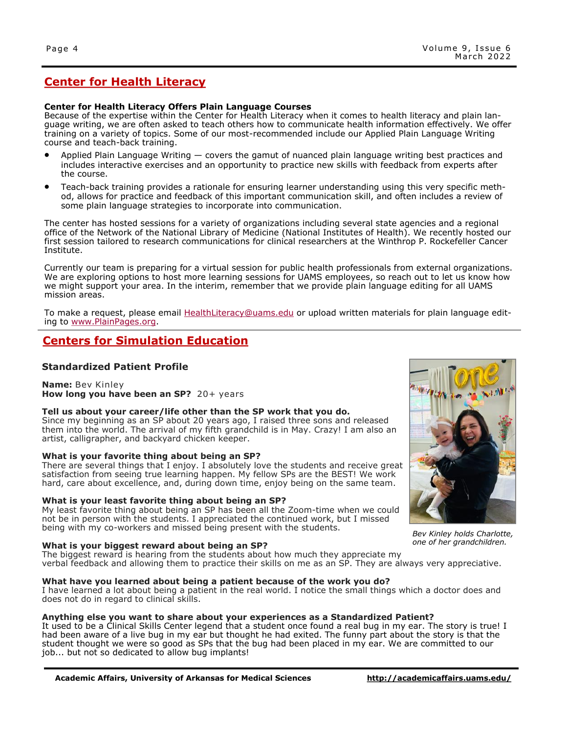## Center for Health Literacy

**Center for Health Literacy Offers Plain Language Courses**

Because of the expertise within the Center for Health Literacy when it comes to health literacy and plain language writing, we are often asked to teach others how to communicate health information effectively. We offer training on a variety of topics. Some of our most-recommended include our Applied Plain Language Writing course and teach-back training.

- Applied Plain Language Writing — covers the gamut of nuanced plain language writing best practices and includes interactive exercises and an opportunity to practice new skills with feedback from experts after the course.
- Teach-back training provides a rationale for ensuring learner understanding using this very specific method, allows for practice and feedback of this important communication skill, and often includes a review of some plain language strategies to incorporate into communication.

The center has hosted sessions for a variety of organizations including several state agencies and a regional office of the Network of the National Library of Medicine (National Institutes of Health). We recently hosted our first session tailored to research communications for clinical researchers at the Winthrop P. Rockefeller Cancer Institute.

Currently our team is preparing for a virtual session for public health professionals from external organizations. We are exploring options to host more learning sessions for UAMS employees, so reach out to let us know how we might support your area. In the interim, remember that we provide plain language editing for all UAMS mission areas.

To make a request, please email HealthLiteracy@uams.edu or upload written materials for plain language editing to www.PlainPages.org.

## Centers for Simulation Education

### Standardized Patient Profile

**Name:** Bev Kinley
**How long you have been an SP?** 20+ years

**Tell us about your career/life other than the SP work that you do.**
Since my beginning as an SP about 20 years ago, I raised three sons and released them into the world. The arrival of my fifth grandchild is in May. Crazy! I am also an artist, calligrapher, and backyard chicken keeper.

**What is your favorite thing about being an SP?**
There are several things that I enjoy. I absolutely love the students and receive great satisfaction from seeing true learning happen. My fellow SPs are the BEST! We work hard, care about excellence, and, during down time, enjoy being on the same team.

**What is your least favorite thing about being an SP?**
My least favorite thing about being an SP has been all the Zoom-time when we could not be in person with the students. I appreciated the continued work, but I missed being with my co-workers and missed being present with the students.

*Bev Kinley holds Charlotte, one of her grandchildren.*

**What is your biggest reward about being an SP?**
The biggest reward is hearing from the students about how much they appreciate my verbal feedback and allowing them to practice their skills on me as an SP. They are always very appreciative.

**What have you learned about being a patient because of the work you do?**
I have learned a lot about being a patient in the real world. I notice the small things which a doctor does and does not do in regard to clinical skills.

**Anything else you want to share about your experiences as a Standardized Patient?**
It used to be a Clinical Skills Center legend that a student once found a real bug in my ear. The story is true! I had been aware of a live bug in my ear but thought he had exited. The funny part about the story is that the student thought we were so good as SPs that the bug had been placed in my ear. We are committed to our job... but not so dedicated to allow bug implants!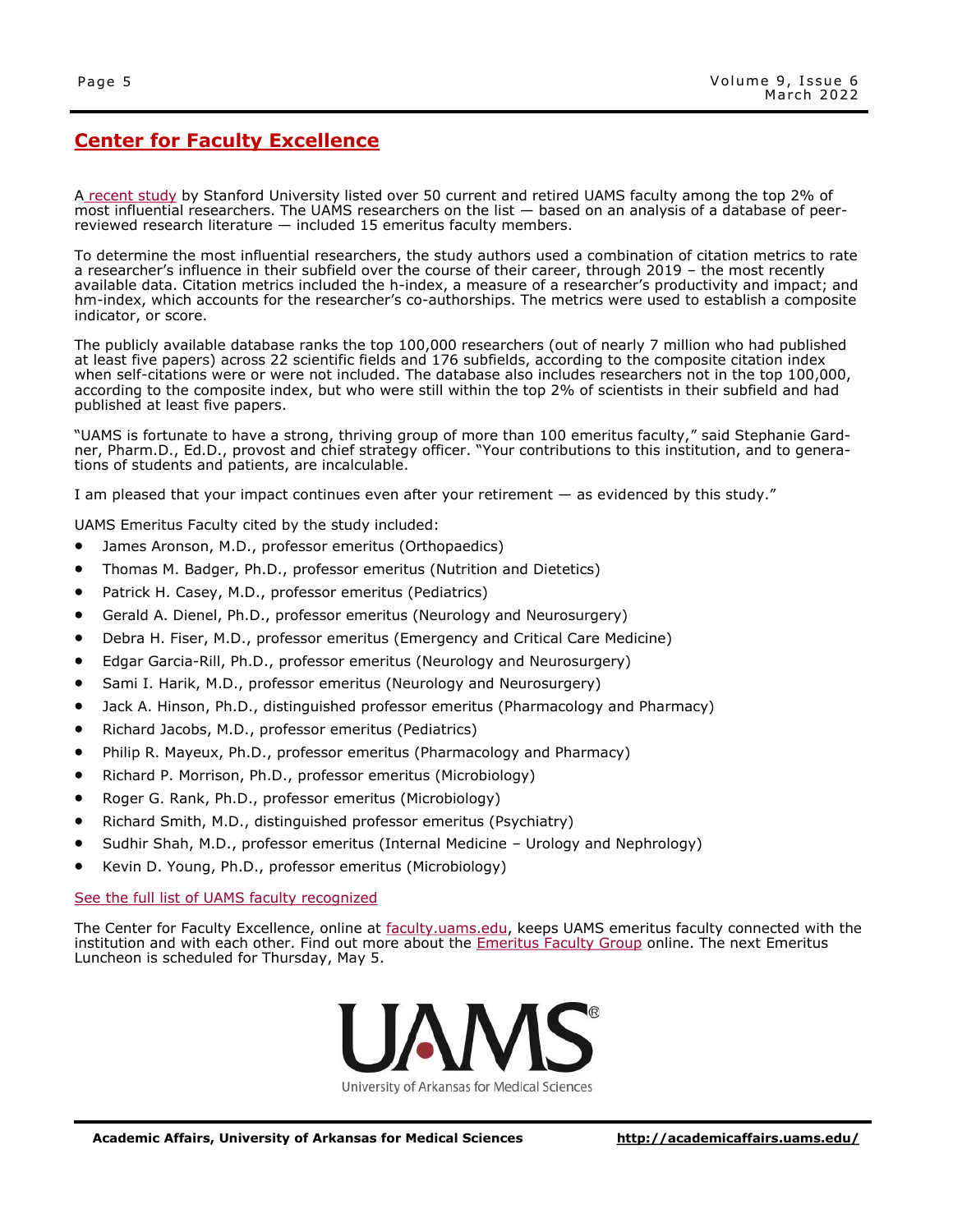## Center for Faculty Excellence

A recent study by Stanford University listed over 50 current and retired UAMS faculty among the top 2% of most influential researchers. The UAMS researchers on the list — based on an analysis of a database of peer-reviewed research literature — included 15 emeritus faculty members.

To determine the most influential researchers, the study authors used a combination of citation metrics to rate a researcher's influence in their subfield over the course of their career, through 2019 – the most recently available data. Citation metrics included the h-index, a measure of a researcher's productivity and impact; and hm-index, which accounts for the researcher's co-authorships. The metrics were used to establish a composite indicator, or score.

The publicly available database ranks the top 100,000 researchers (out of nearly 7 million who had published at least five papers) across 22 scientific fields and 176 subfields, according to the composite citation index when self-citations were or were not included. The database also includes researchers not in the top 100,000, according to the composite index, but who were still within the top 2% of scientists in their subfield and had published at least five papers.

"UAMS is fortunate to have a strong, thriving group of more than 100 emeritus faculty," said Stephanie Gardner, Pharm.D., Ed.D., provost and chief strategy officer. "Your contributions to this institution, and to generations of students and patients, are incalculable.

I am pleased that your impact continues even after your retirement — as evidenced by this study."

UAMS Emeritus Faculty cited by the study included:

- James Aronson, M.D., professor emeritus (Orthopaedics)
- Thomas M. Badger, Ph.D., professor emeritus (Nutrition and Dietetics)
- Patrick H. Casey, M.D., professor emeritus (Pediatrics)
- Gerald A. Dienel, Ph.D., professor emeritus (Neurology and Neurosurgery)
- Debra H. Fiser, M.D., professor emeritus (Emergency and Critical Care Medicine)
- Edgar Garcia-Rill, Ph.D., professor emeritus (Neurology and Neurosurgery)
- Sami I. Harik, M.D., professor emeritus (Neurology and Neurosurgery)
- Jack A. Hinson, Ph.D., distinguished professor emeritus (Pharmacology and Pharmacy)
- Richard Jacobs, M.D., professor emeritus (Pediatrics)
- Philip R. Mayeux, Ph.D., professor emeritus (Pharmacology and Pharmacy)
- Richard P. Morrison, Ph.D., professor emeritus (Microbiology)
- Roger G. Rank, Ph.D., professor emeritus (Microbiology)
- Richard Smith, M.D., distinguished professor emeritus (Psychiatry)
- Sudhir Shah, M.D., professor emeritus (Internal Medicine – Urology and Nephrology)
- Kevin D. Young, Ph.D., professor emeritus (Microbiology)

See the full list of UAMS faculty recognized

The Center for Faculty Excellence, online at faculty.uams.edu, keeps UAMS emeritus faculty connected with the institution and with each other. Find out more about the Emeritus Faculty Group online. The next Emeritus Luncheon is scheduled for Thursday, May 5.

UAMS®
University of Arkansas for Medical Sciences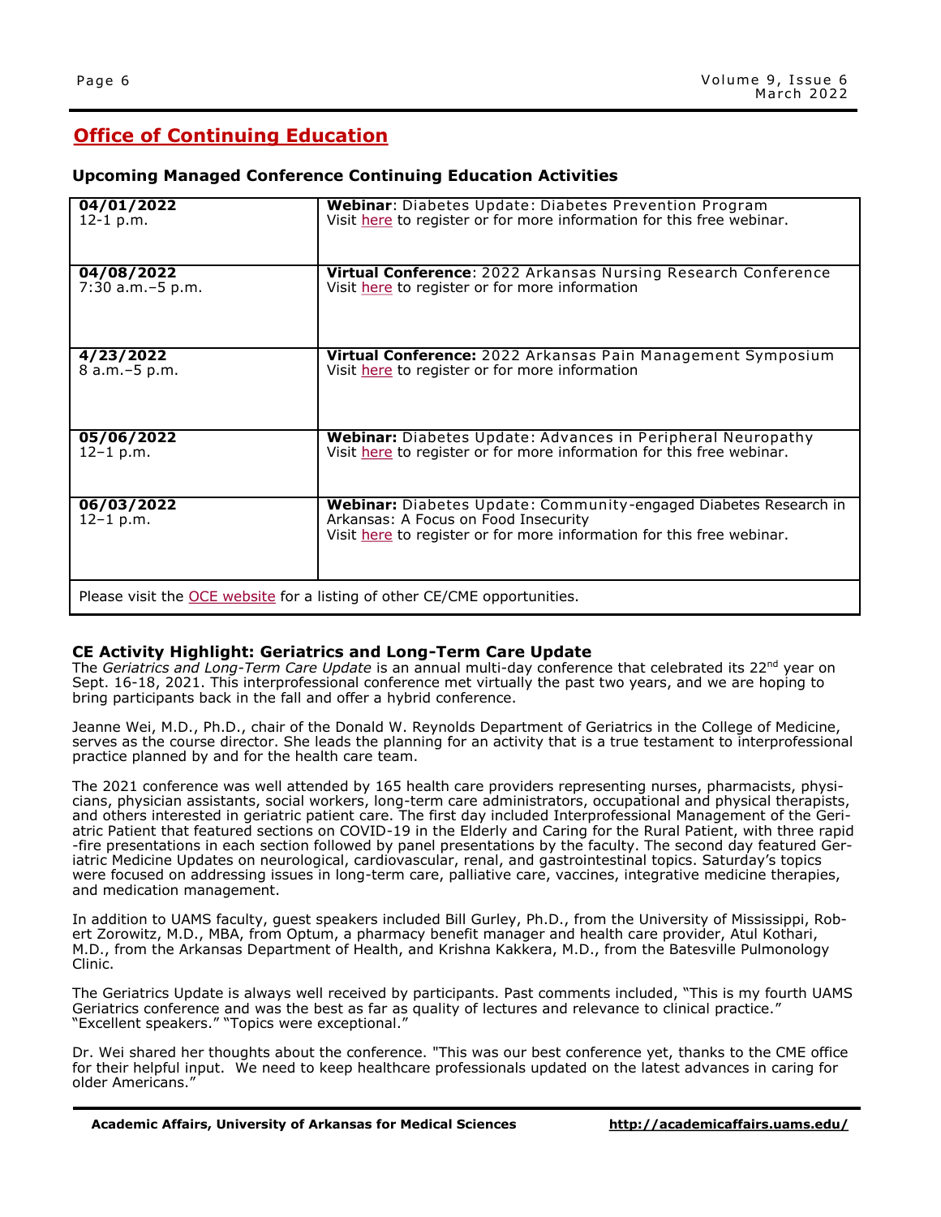## Office of Continuing Education

### Upcoming Managed Conference Continuing Education Activities

| | |
|---|---|
| **04/01/2022**<br>12-1 p.m. | **Webinar**: Diabetes Update: Diabetes Prevention Program<br>Visit here to register or for more information for this free webinar. |
| **04/08/2022**<br>7:30 a.m.–5 p.m. | **Virtual Conference**: 2022 Arkansas Nursing Research Conference<br>Visit here to register or for more information |
| **4/23/2022**<br>8 a.m.–5 p.m. | **Virtual Conference:** 2022 Arkansas Pain Management Symposium<br>Visit here to register or for more information |
| **05/06/2022**<br>12–1 p.m. | **Webinar:** Diabetes Update: Advances in Peripheral Neuropathy<br>Visit here to register or for more information for this free webinar. |
| **06/03/2022**<br>12–1 p.m. | **Webinar:** Diabetes Update: Community-engaged Diabetes Research in Arkansas: A Focus on Food Insecurity<br>Visit here to register or for more information for this free webinar. |
| Please visit the OCE website for a listing of other CE/CME opportunities. | |

### CE Activity Highlight: Geriatrics and Long-Term Care Update

The *Geriatrics and Long-Term Care Update* is an annual multi-day conference that celebrated its 22nd year on Sept. 16-18, 2021. This interprofessional conference met virtually the past two years, and we are hoping to bring participants back in the fall and offer a hybrid conference.

Jeanne Wei, M.D., Ph.D., chair of the Donald W. Reynolds Department of Geriatrics in the College of Medicine, serves as the course director. She leads the planning for an activity that is a true testament to interprofessional practice planned by and for the health care team.

The 2021 conference was well attended by 165 health care providers representing nurses, pharmacists, physicians, physician assistants, social workers, long-term care administrators, occupational and physical therapists, and others interested in geriatric patient care. The first day included Interprofessional Management of the Geriatric Patient that featured sections on COVID-19 in the Elderly and Caring for the Rural Patient, with three rapid-fire presentations in each section followed by panel presentations by the faculty. The second day featured Geriatric Medicine Updates on neurological, cardiovascular, renal, and gastrointestinal topics. Saturday's topics were focused on addressing issues in long-term care, palliative care, vaccines, integrative medicine therapies, and medication management.

In addition to UAMS faculty, guest speakers included Bill Gurley, Ph.D., from the University of Mississippi, Robert Zorowitz, M.D., MBA, from Optum, a pharmacy benefit manager and health care provider, Atul Kothari, M.D., from the Arkansas Department of Health, and Krishna Kakkera, M.D., from the Batesville Pulmonology Clinic.

The Geriatrics Update is always well received by participants. Past comments included, "This is my fourth UAMS Geriatrics conference and was the best as far as quality of lectures and relevance to clinical practice." "Excellent speakers." "Topics were exceptional."

Dr. Wei shared her thoughts about the conference. "This was our best conference yet, thanks to the CME office for their helpful input. We need to keep healthcare professionals updated on the latest advances in caring for older Americans."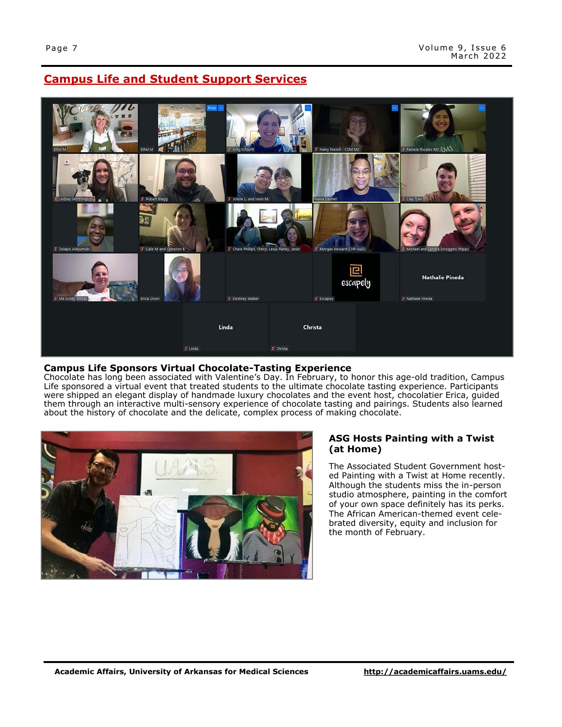## Campus Life and Student Support Services

### Campus Life Sponsors Virtual Chocolate-Tasting Experience

Chocolate has long been associated with Valentine's Day. In February, to honor this age-old tradition, Campus Life sponsored a virtual event that treated students to the ultimate chocolate tasting experience. Participants were shipped an elegant display of handmade luxury chocolates and the event host, chocolatier Erica, guided them through an interactive multi-sensory experience of chocolate tasting and pairings. Students also learned about the history of chocolate and the delicate, complex process of making chocolate.

### ASG Hosts Painting with a Twist (at Home)

The Associated Student Government hosted Painting with a Twist at Home recently. Although the students miss the in-person studio atmosphere, painting in the comfort of your own space definitely has its perks. The African American-themed event celebrated diversity, equity and inclusion for the month of February.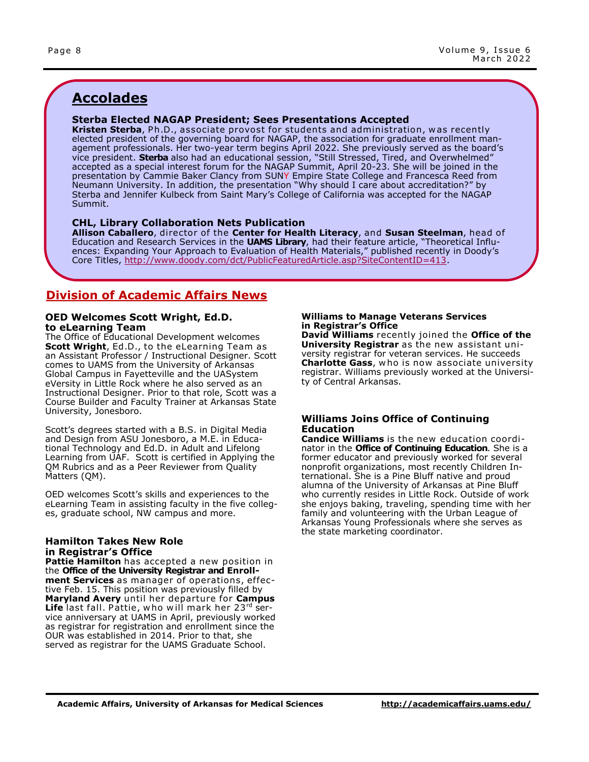## Accolades

### Sterba Elected NAGAP President; Sees Presentations Accepted

**Kristen Sterba**, Ph.D., associate provost for students and administration, was recently elected president of the governing board for NAGAP, the association for graduate enrollment management professionals. Her two-year term begins April 2022. She previously served as the board's vice president. **Sterba** also had an educational session, "Still Stressed, Tired, and Overwhelmed" accepted as a special interest forum for the NAGAP Summit, April 20-23. She will be joined in the presentation by Cammie Baker Clancy from SUNY Empire State College and Francesca Reed from Neumann University. In addition, the presentation "Why should I care about accreditation?" by Sterba and Jennifer Kulbeck from Saint Mary's College of California was accepted for the NAGAP Summit.

### CHL, Library Collaboration Nets Publication

**Allison Caballero**, director of the **Center for Health Literacy**, and **Susan Steelman**, head of Education and Research Services in the **UAMS Library**, had their feature article, "Theoretical Influences: Expanding Your Approach to Evaluation of Health Materials," published recently in Doody's Core Titles, http://www.doody.com/dct/PublicFeaturedArticle.asp?SiteContentID=413.

## Division of Academic Affairs News

### OED Welcomes Scott Wright, Ed.D. to eLearning Team

The Office of Educational Development welcomes **Scott Wright**, Ed.D., to the eLearning Team as an Assistant Professor / Instructional Designer. Scott comes to UAMS from the University of Arkansas Global Campus in Fayetteville and the UASystem eVersity in Little Rock where he also served as an Instructional Designer. Prior to that role, Scott was a Course Builder and Faculty Trainer at Arkansas State University, Jonesboro.

Scott's degrees started with a B.S. in Digital Media and Design from ASU Jonesboro, a M.E. in Educational Technology and Ed.D. in Adult and Lifelong Learning from UAF. Scott is certified in Applying the QM Rubrics and as a Peer Reviewer from Quality Matters (QM).

OED welcomes Scott's skills and experiences to the eLearning Team in assisting faculty in the five colleges, graduate school, NW campus and more.

### Hamilton Takes New Role in Registrar's Office

**Pattie Hamilton** has accepted a new position in the **Office of the University Registrar and Enrollment Services** as manager of operations, effective Feb. 15. This position was previously filled by **Maryland Avery** until her departure for **Campus Life** last fall. Pattie, who will mark her 23rd service anniversary at UAMS in April, previously worked as registrar for registration and enrollment since the OUR was established in 2014. Prior to that, she served as registrar for the UAMS Graduate School.

### Williams to Manage Veterans Services in Registrar's Office

**David Williams** recently joined the **Office of the University Registrar** as the new assistant university registrar for veteran services. He succeeds **Charlotte Gass**, who is now associate university registrar. Williams previously worked at the University of Central Arkansas.

### Williams Joins Office of Continuing Education

**Candice Williams** is the new education coordinator in the **Office of Continuing Education**. She is a former educator and previously worked for several nonprofit organizations, most recently Children International. She is a Pine Bluff native and proud alumna of the University of Arkansas at Pine Bluff who currently resides in Little Rock. Outside of work she enjoys baking, traveling, spending time with her family and volunteering with the Urban League of Arkansas Young Professionals where she serves as the state marketing coordinator.